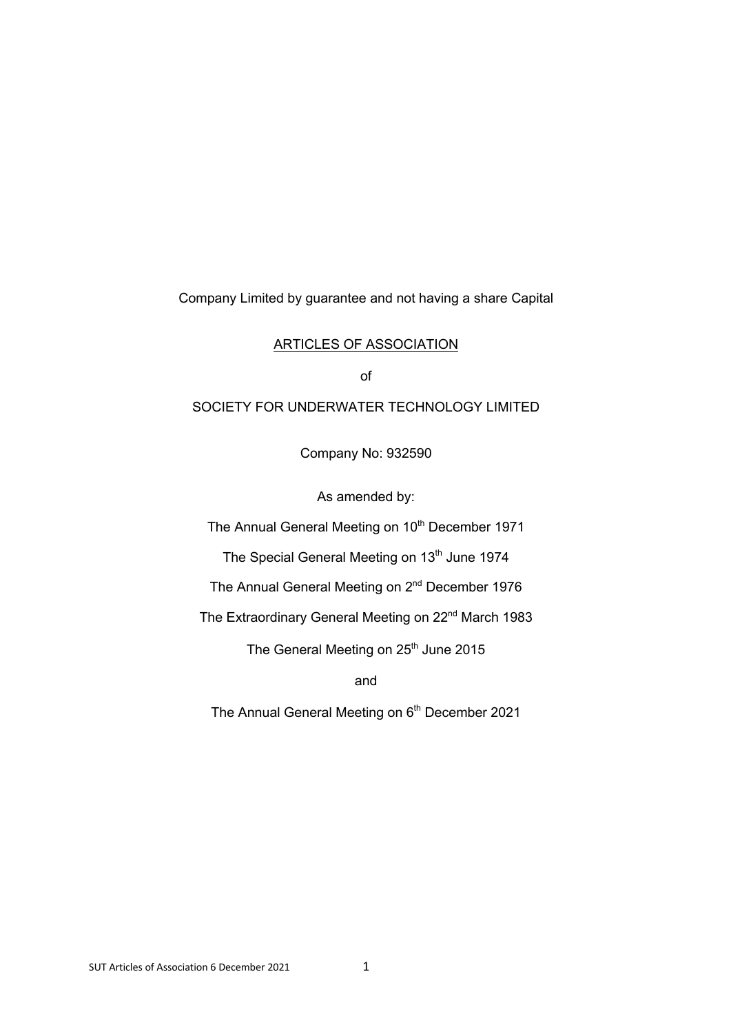Company Limited by guarantee and not having a share Capital

# ARTICLES OF ASSOCIATION

of

SOCIETY FOR UNDERWATER TECHNOLOGY LIMITED

Company No: 932590

As amended by:

The Annual General Meeting on 10th December 1971

The Special General Meeting on 13th June 1974

The Annual General Meeting on 2nd December 1976

The Extraordinary General Meeting on 22nd March 1983

The General Meeting on 25th June 2015

and

The Annual General Meeting on 6th December 2021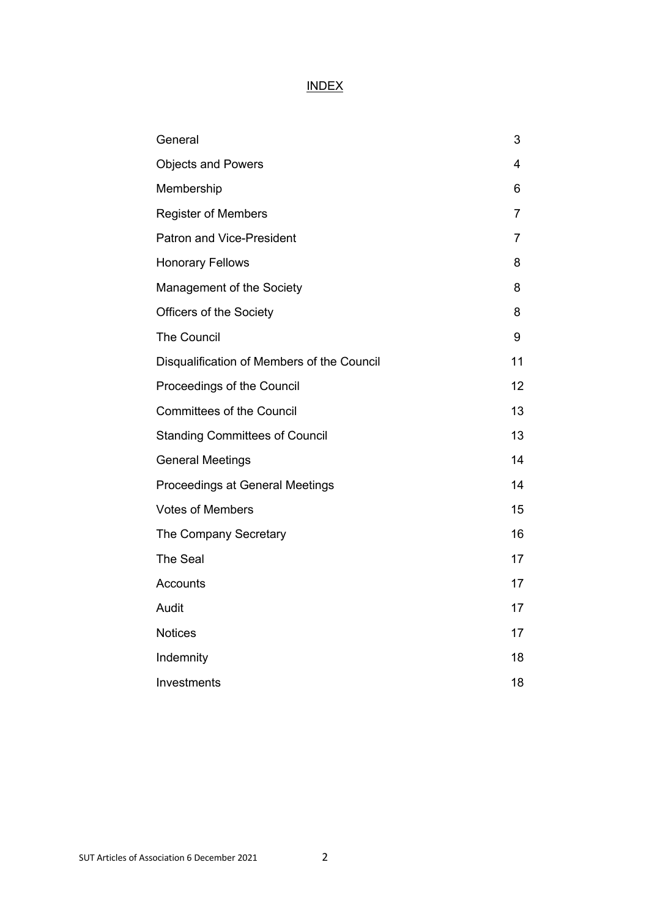# INDEX

| | |
|---|---|
| General | 3 |
| Objects and Powers | 4 |
| Membership | 6 |
| Register of Members | 7 |
| Patron and Vice-President | 7 |
| Honorary Fellows | 8 |
| Management of the Society | 8 |
| Officers of the Society | 8 |
| The Council | 9 |
| Disqualification of Members of the Council | 11 |
| Proceedings of the Council | 12 |
| Committees of the Council | 13 |
| Standing Committees of Council | 13 |
| General Meetings | 14 |
| Proceedings at General Meetings | 14 |
| Votes of Members | 15 |
| The Company Secretary | 16 |
| The Seal | 17 |
| Accounts | 17 |
| Audit | 17 |
| Notices | 17 |
| Indemnity | 18 |
| Investments | 18 |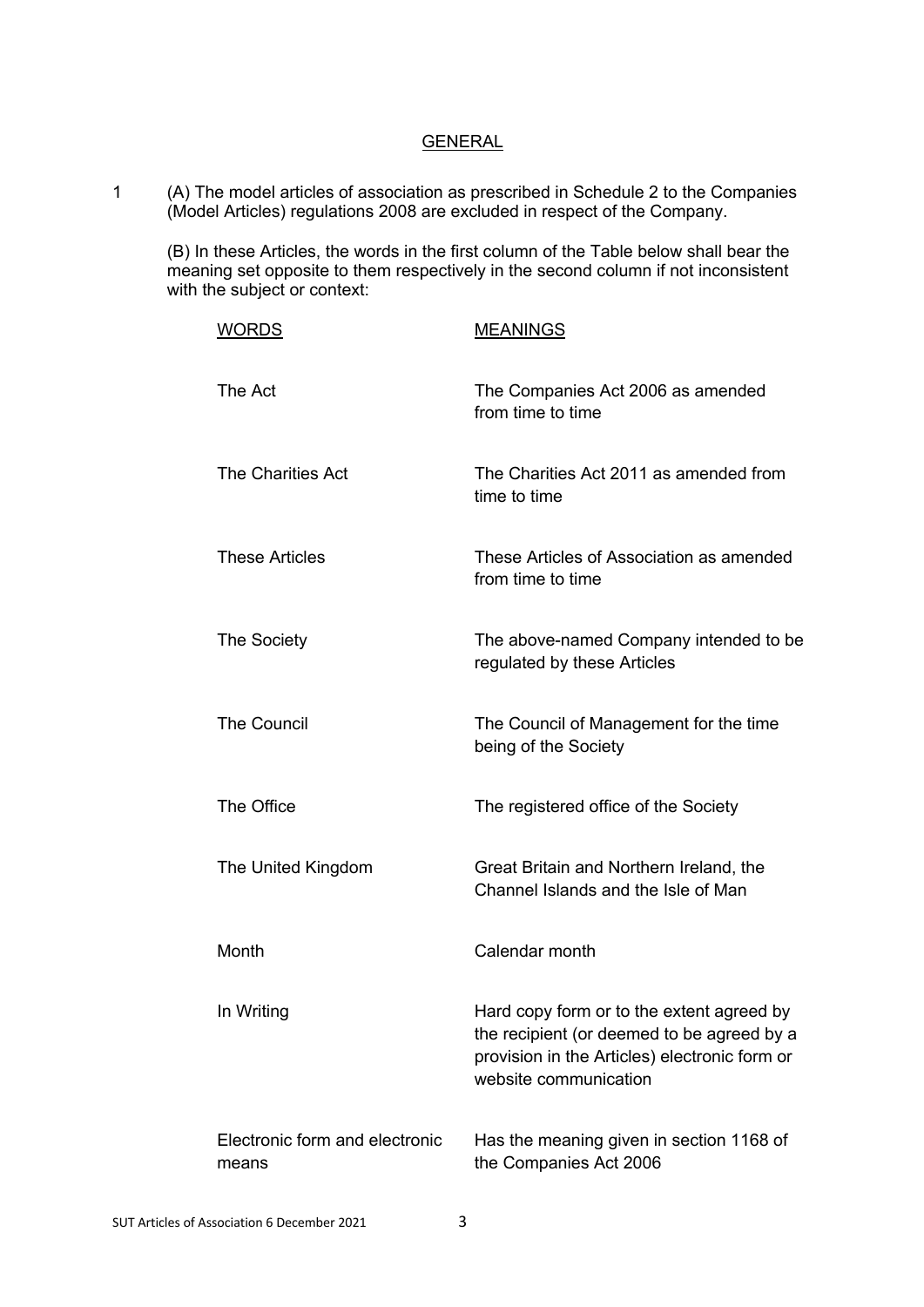## GENERAL

1 (A) The model articles of association as prescribed in Schedule 2 to the Companies (Model Articles) regulations 2008 are excluded in respect of the Company.

(B) In these Articles, the words in the first column of the Table below shall bear the meaning set opposite to them respectively in the second column if not inconsistent with the subject or context:

| WORDS | MEANINGS |
|---|---|
| The Act | The Companies Act 2006 as amended from time to time |
| The Charities Act | The Charities Act 2011 as amended from time to time |
| These Articles | These Articles of Association as amended from time to time |
| The Society | The above-named Company intended to be regulated by these Articles |
| The Council | The Council of Management for the time being of the Society |
| The Office | The registered office of the Society |
| The United Kingdom | Great Britain and Northern Ireland, the Channel Islands and the Isle of Man |
| Month | Calendar month |
| In Writing | Hard copy form or to the extent agreed by the recipient (or deemed to be agreed by a provision in the Articles) electronic form or website communication |
| Electronic form and electronic means | Has the meaning given in section 1168 of the Companies Act 2006 |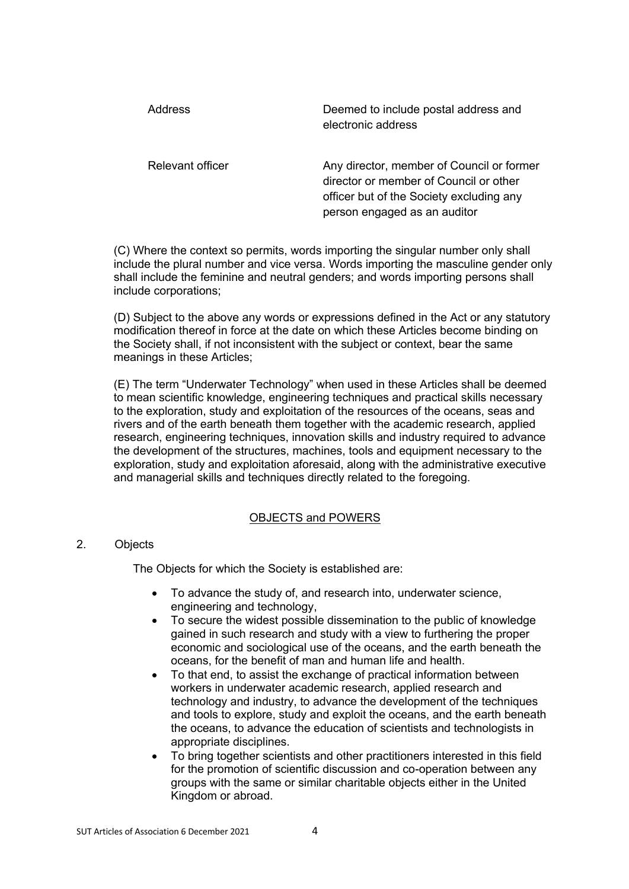| | |
|---|---|
| Address | Deemed to include postal address and electronic address |
| Relevant officer | Any director, member of Council or former director or member of Council or other officer but of the Society excluding any person engaged as an auditor |

(C) Where the context so permits, words importing the singular number only shall include the plural number and vice versa. Words importing the masculine gender only shall include the feminine and neutral genders; and words importing persons shall include corporations;

(D) Subject to the above any words or expressions defined in the Act or any statutory modification thereof in force at the date on which these Articles become binding on the Society shall, if not inconsistent with the subject or context, bear the same meanings in these Articles;

(E) The term "Underwater Technology" when used in these Articles shall be deemed to mean scientific knowledge, engineering techniques and practical skills necessary to the exploration, study and exploitation of the resources of the oceans, seas and rivers and of the earth beneath them together with the academic research, applied research, engineering techniques, innovation skills and industry required to advance the development of the structures, machines, tools and equipment necessary to the exploration, study and exploitation aforesaid, along with the administrative executive and managerial skills and techniques directly related to the foregoing.

## OBJECTS and POWERS

2. Objects

The Objects for which the Society is established are:

- To advance the study of, and research into, underwater science, engineering and technology,
- To secure the widest possible dissemination to the public of knowledge gained in such research and study with a view to furthering the proper economic and sociological use of the oceans, and the earth beneath the oceans, for the benefit of man and human life and health.
- To that end, to assist the exchange of practical information between workers in underwater academic research, applied research and technology and industry, to advance the development of the techniques and tools to explore, study and exploit the oceans, and the earth beneath the oceans, to advance the education of scientists and technologists in appropriate disciplines.
- To bring together scientists and other practitioners interested in this field for the promotion of scientific discussion and co-operation between any groups with the same or similar charitable objects either in the United Kingdom or abroad.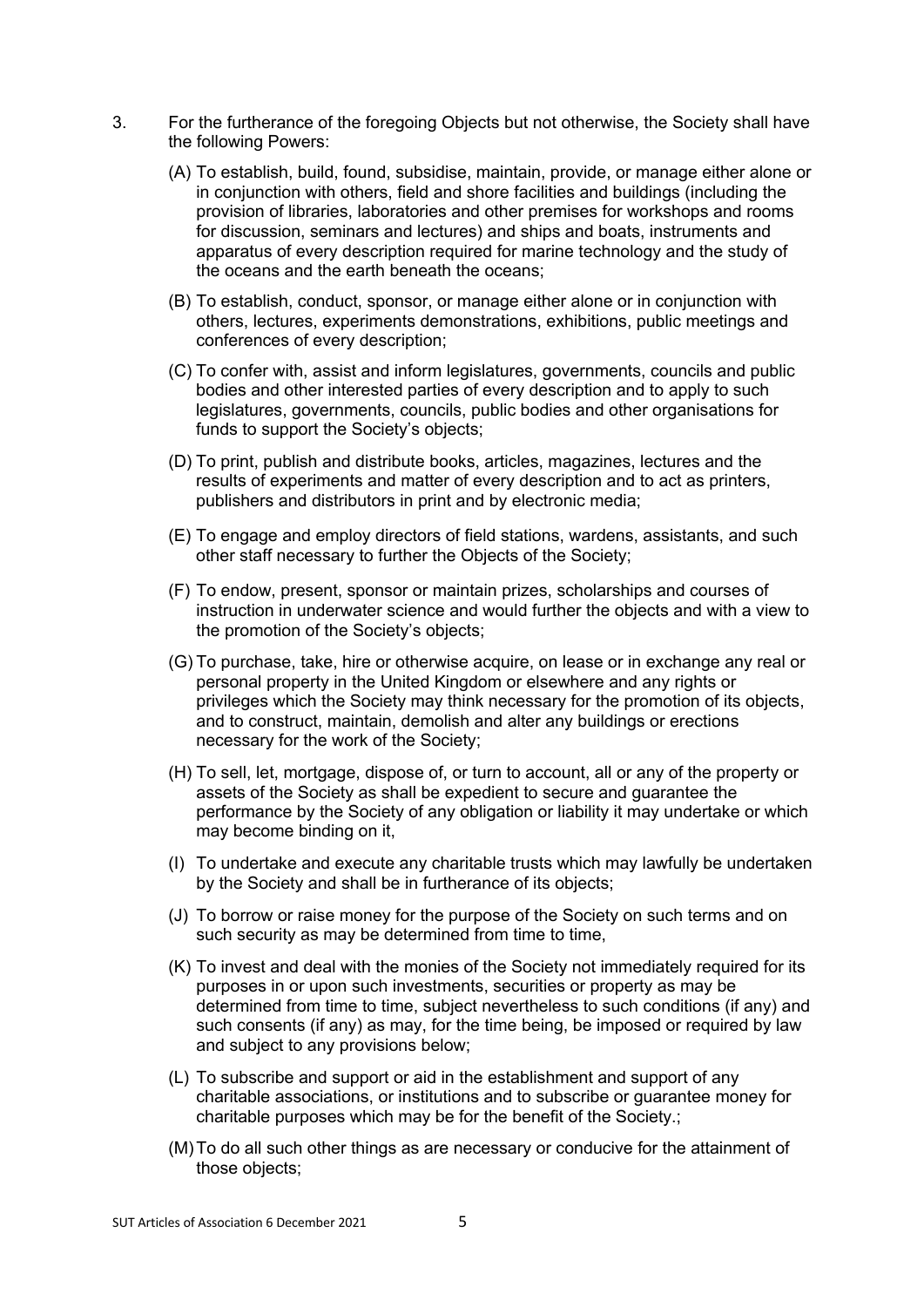3. For the furtherance of the foregoing Objects but not otherwise, the Society shall have the following Powers:

   (A) To establish, build, found, subsidise, maintain, provide, or manage either alone or in conjunction with others, field and shore facilities and buildings (including the provision of libraries, laboratories and other premises for workshops and rooms for discussion, seminars and lectures) and ships and boats, instruments and apparatus of every description required for marine technology and the study of the oceans and the earth beneath the oceans;

   (B) To establish, conduct, sponsor, or manage either alone or in conjunction with others, lectures, experiments demonstrations, exhibitions, public meetings and conferences of every description;

   (C) To confer with, assist and inform legislatures, governments, councils and public bodies and other interested parties of every description and to apply to such legislatures, governments, councils, public bodies and other organisations for funds to support the Society's objects;

   (D) To print, publish and distribute books, articles, magazines, lectures and the results of experiments and matter of every description and to act as printers, publishers and distributors in print and by electronic media;

   (E) To engage and employ directors of field stations, wardens, assistants, and such other staff necessary to further the Objects of the Society;

   (F) To endow, present, sponsor or maintain prizes, scholarships and courses of instruction in underwater science and would further the objects and with a view to the promotion of the Society's objects;

   (G) To purchase, take, hire or otherwise acquire, on lease or in exchange any real or personal property in the United Kingdom or elsewhere and any rights or privileges which the Society may think necessary for the promotion of its objects, and to construct, maintain, demolish and alter any buildings or erections necessary for the work of the Society;

   (H) To sell, let, mortgage, dispose of, or turn to account, all or any of the property or assets of the Society as shall be expedient to secure and guarantee the performance by the Society of any obligation or liability it may undertake or which may become binding on it,

   (I) To undertake and execute any charitable trusts which may lawfully be undertaken by the Society and shall be in furtherance of its objects;

   (J) To borrow or raise money for the purpose of the Society on such terms and on such security as may be determined from time to time,

   (K) To invest and deal with the monies of the Society not immediately required for its purposes in or upon such investments, securities or property as may be determined from time to time, subject nevertheless to such conditions (if any) and such consents (if any) as may, for the time being, be imposed or required by law and subject to any provisions below;

   (L) To subscribe and support or aid in the establishment and support of any charitable associations, or institutions and to subscribe or guarantee money for charitable purposes which may be for the benefit of the Society.;

   (M) To do all such other things as are necessary or conducive for the attainment of those objects;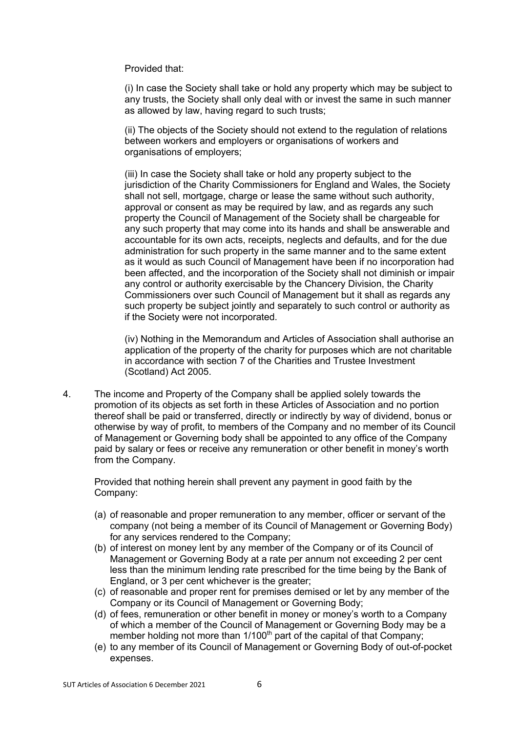Provided that:

(i) In case the Society shall take or hold any property which may be subject to any trusts, the Society shall only deal with or invest the same in such manner as allowed by law, having regard to such trusts;

(ii) The objects of the Society should not extend to the regulation of relations between workers and employers or organisations of workers and organisations of employers;

(iii) In case the Society shall take or hold any property subject to the jurisdiction of the Charity Commissioners for England and Wales, the Society shall not sell, mortgage, charge or lease the same without such authority, approval or consent as may be required by law, and as regards any such property the Council of Management of the Society shall be chargeable for any such property that may come into its hands and shall be answerable and accountable for its own acts, receipts, neglects and defaults, and for the due administration for such property in the same manner and to the same extent as it would as such Council of Management have been if no incorporation had been affected, and the incorporation of the Society shall not diminish or impair any control or authority exercisable by the Chancery Division, the Charity Commissioners over such Council of Management but it shall as regards any such property be subject jointly and separately to such control or authority as if the Society were not incorporated.

(iv) Nothing in the Memorandum and Articles of Association shall authorise an application of the property of the charity for purposes which are not charitable in accordance with section 7 of the Charities and Trustee Investment (Scotland) Act 2005.

4. The income and Property of the Company shall be applied solely towards the promotion of its objects as set forth in these Articles of Association and no portion thereof shall be paid or transferred, directly or indirectly by way of dividend, bonus or otherwise by way of profit, to members of the Company and no member of its Council of Management or Governing body shall be appointed to any office of the Company paid by salary or fees or receive any remuneration or other benefit in money's worth from the Company.

   Provided that nothing herein shall prevent any payment in good faith by the Company:

   (a) of reasonable and proper remuneration to any member, officer or servant of the company (not being a member of its Council of Management or Governing Body) for any services rendered to the Company;
   (b) of interest on money lent by any member of the Company or of its Council of Management or Governing Body at a rate per annum not exceeding 2 per cent less than the minimum lending rate prescribed for the time being by the Bank of England, or 3 per cent whichever is the greater;
   (c) of reasonable and proper rent for premises demised or let by any member of the Company or its Council of Management or Governing Body;
   (d) of fees, remuneration or other benefit in money or money's worth to a Company of which a member of the Council of Management or Governing Body may be a member holding not more than 1/100th part of the capital of that Company;
   (e) to any member of its Council of Management or Governing Body of out-of-pocket expenses.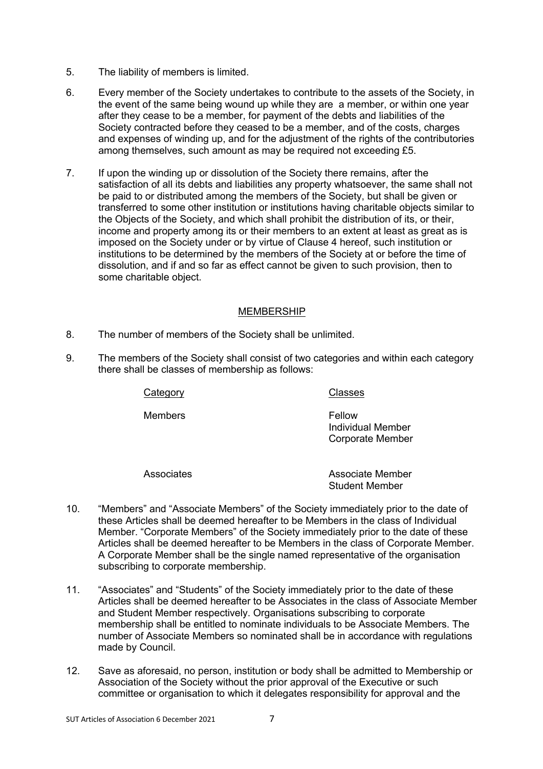5. The liability of members is limited.

6. Every member of the Society undertakes to contribute to the assets of the Society, in the event of the same being wound up while they are a member, or within one year after they cease to be a member, for payment of the debts and liabilities of the Society contracted before they ceased to be a member, and of the costs, charges and expenses of winding up, and for the adjustment of the rights of the contributories among themselves, such amount as may be required not exceeding £5.

7. If upon the winding up or dissolution of the Society there remains, after the satisfaction of all its debts and liabilities any property whatsoever, the same shall not be paid to or distributed among the members of the Society, but shall be given or transferred to some other institution or institutions having charitable objects similar to the Objects of the Society, and which shall prohibit the distribution of its, or their, income and property among its or their members to an extent at least as great as is imposed on the Society under or by virtue of Clause 4 hereof, such institution or institutions to be determined by the members of the Society at or before the time of dissolution, and if and so far as effect cannot be given to such provision, then to some charitable object.

## MEMBERSHIP

8. The number of members of the Society shall be unlimited.

9. The members of the Society shall consist of two categories and within each category there shall be classes of membership as follows:

| Category | Classes |
|---|---|
| Members | Fellow<br>Individual Member<br>Corporate Member |
| Associates | Associate Member<br>Student Member |

10. "Members" and "Associate Members" of the Society immediately prior to the date of these Articles shall be deemed hereafter to be Members in the class of Individual Member. "Corporate Members" of the Society immediately prior to the date of these Articles shall be deemed hereafter to be Members in the class of Corporate Member. A Corporate Member shall be the single named representative of the organisation subscribing to corporate membership.

11. "Associates" and "Students" of the Society immediately prior to the date of these Articles shall be deemed hereafter to be Associates in the class of Associate Member and Student Member respectively. Organisations subscribing to corporate membership shall be entitled to nominate individuals to be Associate Members. The number of Associate Members so nominated shall be in accordance with regulations made by Council.

12. Save as aforesaid, no person, institution or body shall be admitted to Membership or Association of the Society without the prior approval of the Executive or such committee or organisation to which it delegates responsibility for approval and the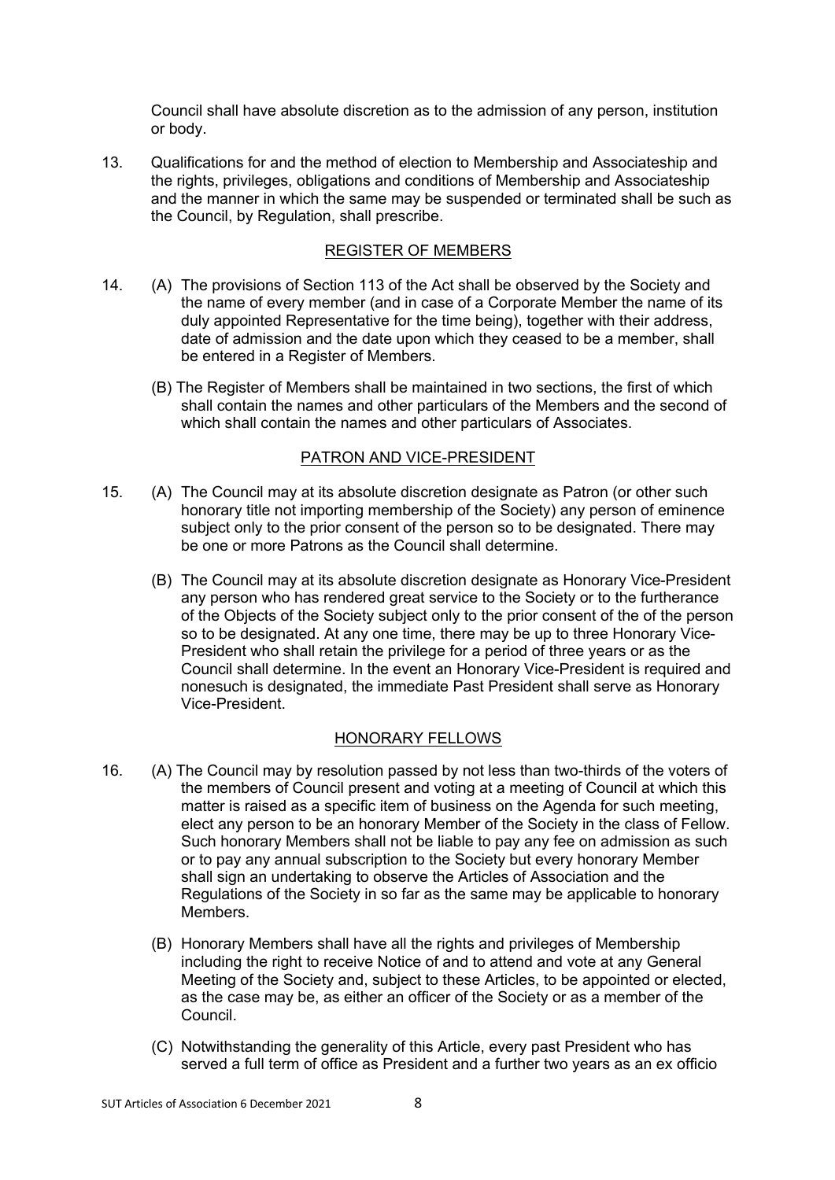Council shall have absolute discretion as to the admission of any person, institution or body.

13. Qualifications for and the method of election to Membership and Associateship and the rights, privileges, obligations and conditions of Membership and Associateship and the manner in which the same may be suspended or terminated shall be such as the Council, by Regulation, shall prescribe.

## REGISTER OF MEMBERS

14. (A) The provisions of Section 113 of the Act shall be observed by the Society and the name of every member (and in case of a Corporate Member the name of its duly appointed Representative for the time being), together with their address, date of admission and the date upon which they ceased to be a member, shall be entered in a Register of Members.

    (B) The Register of Members shall be maintained in two sections, the first of which shall contain the names and other particulars of the Members and the second of which shall contain the names and other particulars of Associates.

## PATRON AND VICE-PRESIDENT

15. (A) The Council may at its absolute discretion designate as Patron (or other such honorary title not importing membership of the Society) any person of eminence subject only to the prior consent of the person so to be designated. There may be one or more Patrons as the Council shall determine.

    (B) The Council may at its absolute discretion designate as Honorary Vice-President any person who has rendered great service to the Society or to the furtherance of the Objects of the Society subject only to the prior consent of the of the person so to be designated. At any one time, there may be up to three Honorary Vice-President who shall retain the privilege for a period of three years or as the Council shall determine. In the event an Honorary Vice-President is required and nonesuch is designated, the immediate Past President shall serve as Honorary Vice-President.

## HONORARY FELLOWS

16. (A) The Council may by resolution passed by not less than two-thirds of the voters of the members of Council present and voting at a meeting of Council at which this matter is raised as a specific item of business on the Agenda for such meeting, elect any person to be an honorary Member of the Society in the class of Fellow. Such honorary Members shall not be liable to pay any fee on admission as such or to pay any annual subscription to the Society but every honorary Member shall sign an undertaking to observe the Articles of Association and the Regulations of the Society in so far as the same may be applicable to honorary Members.

    (B) Honorary Members shall have all the rights and privileges of Membership including the right to receive Notice of and to attend and vote at any General Meeting of the Society and, subject to these Articles, to be appointed or elected, as the case may be, as either an officer of the Society or as a member of the Council.

    (C) Notwithstanding the generality of this Article, every past President who has served a full term of office as President and a further two years as an ex officio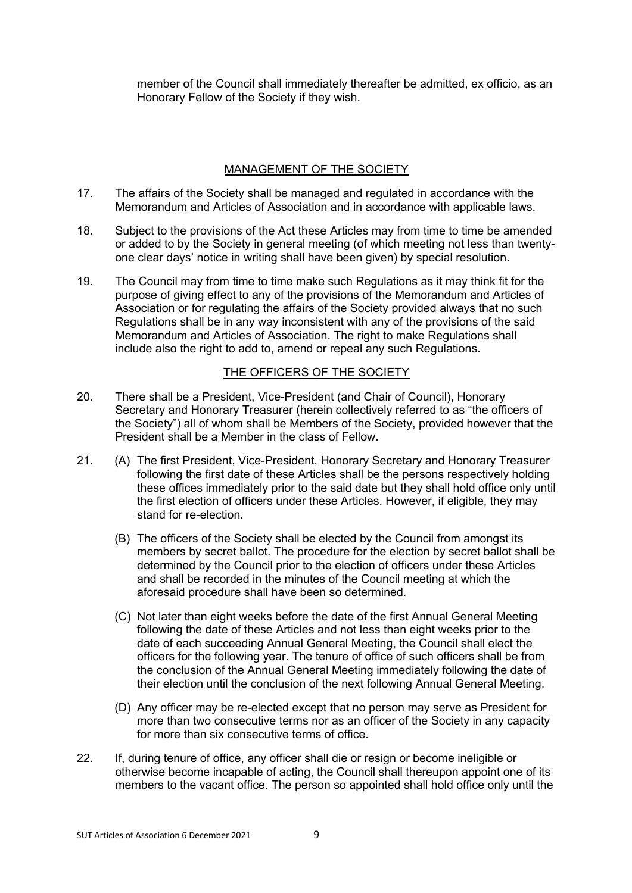member of the Council shall immediately thereafter be admitted, ex officio, as an Honorary Fellow of the Society if they wish.

## MANAGEMENT OF THE SOCIETY

17. The affairs of the Society shall be managed and regulated in accordance with the Memorandum and Articles of Association and in accordance with applicable laws.

18. Subject to the provisions of the Act these Articles may from time to time be amended or added to by the Society in general meeting (of which meeting not less than twenty-one clear days' notice in writing shall have been given) by special resolution.

19. The Council may from time to time make such Regulations as it may think fit for the purpose of giving effect to any of the provisions of the Memorandum and Articles of Association or for regulating the affairs of the Society provided always that no such Regulations shall be in any way inconsistent with any of the provisions of the said Memorandum and Articles of Association. The right to make Regulations shall include also the right to add to, amend or repeal any such Regulations.

## THE OFFICERS OF THE SOCIETY

20. There shall be a President, Vice-President (and Chair of Council), Honorary Secretary and Honorary Treasurer (herein collectively referred to as "the officers of the Society") all of whom shall be Members of the Society, provided however that the President shall be a Member in the class of Fellow.

21. (A) The first President, Vice-President, Honorary Secretary and Honorary Treasurer following the first date of these Articles shall be the persons respectively holding these offices immediately prior to the said date but they shall hold office only until the first election of officers under these Articles. However, if eligible, they may stand for re-election.

    (B) The officers of the Society shall be elected by the Council from amongst its members by secret ballot. The procedure for the election by secret ballot shall be determined by the Council prior to the election of officers under these Articles and shall be recorded in the minutes of the Council meeting at which the aforesaid procedure shall have been so determined.

    (C) Not later than eight weeks before the date of the first Annual General Meeting following the date of these Articles and not less than eight weeks prior to the date of each succeeding Annual General Meeting, the Council shall elect the officers for the following year. The tenure of office of such officers shall be from the conclusion of the Annual General Meeting immediately following the date of their election until the conclusion of the next following Annual General Meeting.

    (D) Any officer may be re-elected except that no person may serve as President for more than two consecutive terms nor as an officer of the Society in any capacity for more than six consecutive terms of office.

22. If, during tenure of office, any officer shall die or resign or become ineligible or otherwise become incapable of acting, the Council shall thereupon appoint one of its members to the vacant office. The person so appointed shall hold office only until the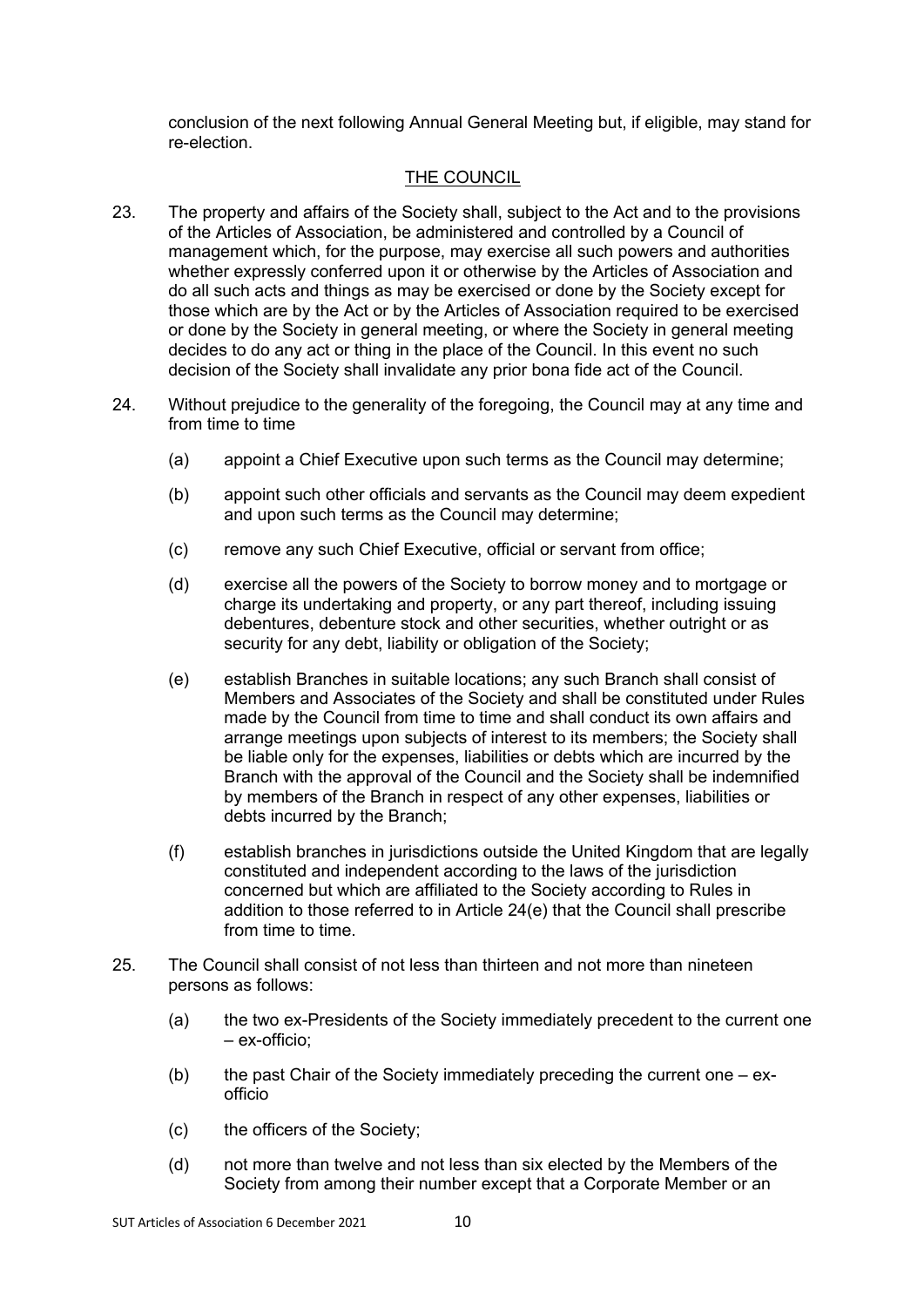conclusion of the next following Annual General Meeting but, if eligible, may stand for re-election.

## THE COUNCIL

23. The property and affairs of the Society shall, subject to the Act and to the provisions of the Articles of Association, be administered and controlled by a Council of management which, for the purpose, may exercise all such powers and authorities whether expressly conferred upon it or otherwise by the Articles of Association and do all such acts and things as may be exercised or done by the Society except for those which are by the Act or by the Articles of Association required to be exercised or done by the Society in general meeting, or where the Society in general meeting decides to do any act or thing in the place of the Council. In this event no such decision of the Society shall invalidate any prior bona fide act of the Council.

24. Without prejudice to the generality of the foregoing, the Council may at any time and from time to time

    (a) appoint a Chief Executive upon such terms as the Council may determine;

    (b) appoint such other officials and servants as the Council may deem expedient and upon such terms as the Council may determine;

    (c) remove any such Chief Executive, official or servant from office;

    (d) exercise all the powers of the Society to borrow money and to mortgage or charge its undertaking and property, or any part thereof, including issuing debentures, debenture stock and other securities, whether outright or as security for any debt, liability or obligation of the Society;

    (e) establish Branches in suitable locations; any such Branch shall consist of Members and Associates of the Society and shall be constituted under Rules made by the Council from time to time and shall conduct its own affairs and arrange meetings upon subjects of interest to its members; the Society shall be liable only for the expenses, liabilities or debts which are incurred by the Branch with the approval of the Council and the Society shall be indemnified by members of the Branch in respect of any other expenses, liabilities or debts incurred by the Branch;

    (f) establish branches in jurisdictions outside the United Kingdom that are legally constituted and independent according to the laws of the jurisdiction concerned but which are affiliated to the Society according to Rules in addition to those referred to in Article 24(e) that the Council shall prescribe from time to time.

25. The Council shall consist of not less than thirteen and not more than nineteen persons as follows:

    (a) the two ex-Presidents of the Society immediately precedent to the current one – ex-officio;

    (b) the past Chair of the Society immediately preceding the current one – ex-officio

    (c) the officers of the Society;

    (d) not more than twelve and not less than six elected by the Members of the Society from among their number except that a Corporate Member or an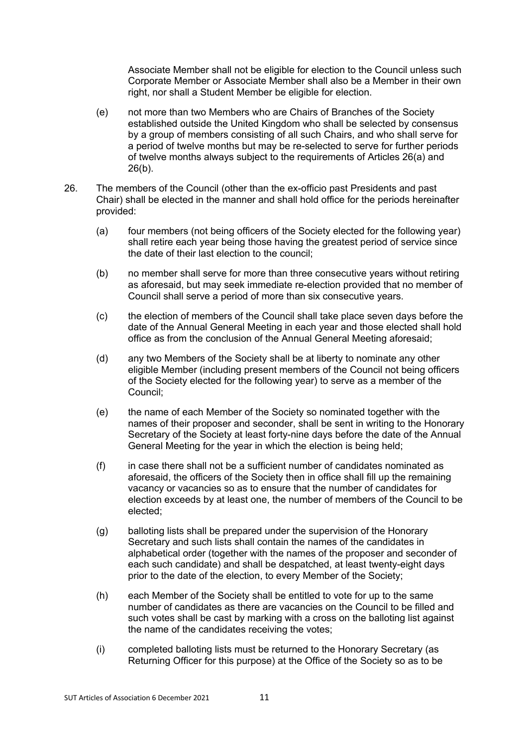Associate Member shall not be eligible for election to the Council unless such Corporate Member or Associate Member shall also be a Member in their own right, nor shall a Student Member be eligible for election.

(e) not more than two Members who are Chairs of Branches of the Society established outside the United Kingdom who shall be selected by consensus by a group of members consisting of all such Chairs, and who shall serve for a period of twelve months but may be re-selected to serve for further periods of twelve months always subject to the requirements of Articles 26(a) and 26(b).

26. The members of the Council (other than the ex-officio past Presidents and past Chair) shall be elected in the manner and shall hold office for the periods hereinafter provided:

(a) four members (not being officers of the Society elected for the following year) shall retire each year being those having the greatest period of service since the date of their last election to the council;

(b) no member shall serve for more than three consecutive years without retiring as aforesaid, but may seek immediate re-election provided that no member of Council shall serve a period of more than six consecutive years.

(c) the election of members of the Council shall take place seven days before the date of the Annual General Meeting in each year and those elected shall hold office as from the conclusion of the Annual General Meeting aforesaid;

(d) any two Members of the Society shall be at liberty to nominate any other eligible Member (including present members of the Council not being officers of the Society elected for the following year) to serve as a member of the Council;

(e) the name of each Member of the Society so nominated together with the names of their proposer and seconder, shall be sent in writing to the Honorary Secretary of the Society at least forty-nine days before the date of the Annual General Meeting for the year in which the election is being held;

(f) in case there shall not be a sufficient number of candidates nominated as aforesaid, the officers of the Society then in office shall fill up the remaining vacancy or vacancies so as to ensure that the number of candidates for election exceeds by at least one, the number of members of the Council to be elected;

(g) balloting lists shall be prepared under the supervision of the Honorary Secretary and such lists shall contain the names of the candidates in alphabetical order (together with the names of the proposer and seconder of each such candidate) and shall be despatched, at least twenty-eight days prior to the date of the election, to every Member of the Society;

(h) each Member of the Society shall be entitled to vote for up to the same number of candidates as there are vacancies on the Council to be filled and such votes shall be cast by marking with a cross on the balloting list against the name of the candidates receiving the votes;

(i) completed balloting lists must be returned to the Honorary Secretary (as Returning Officer for this purpose) at the Office of the Society so as to be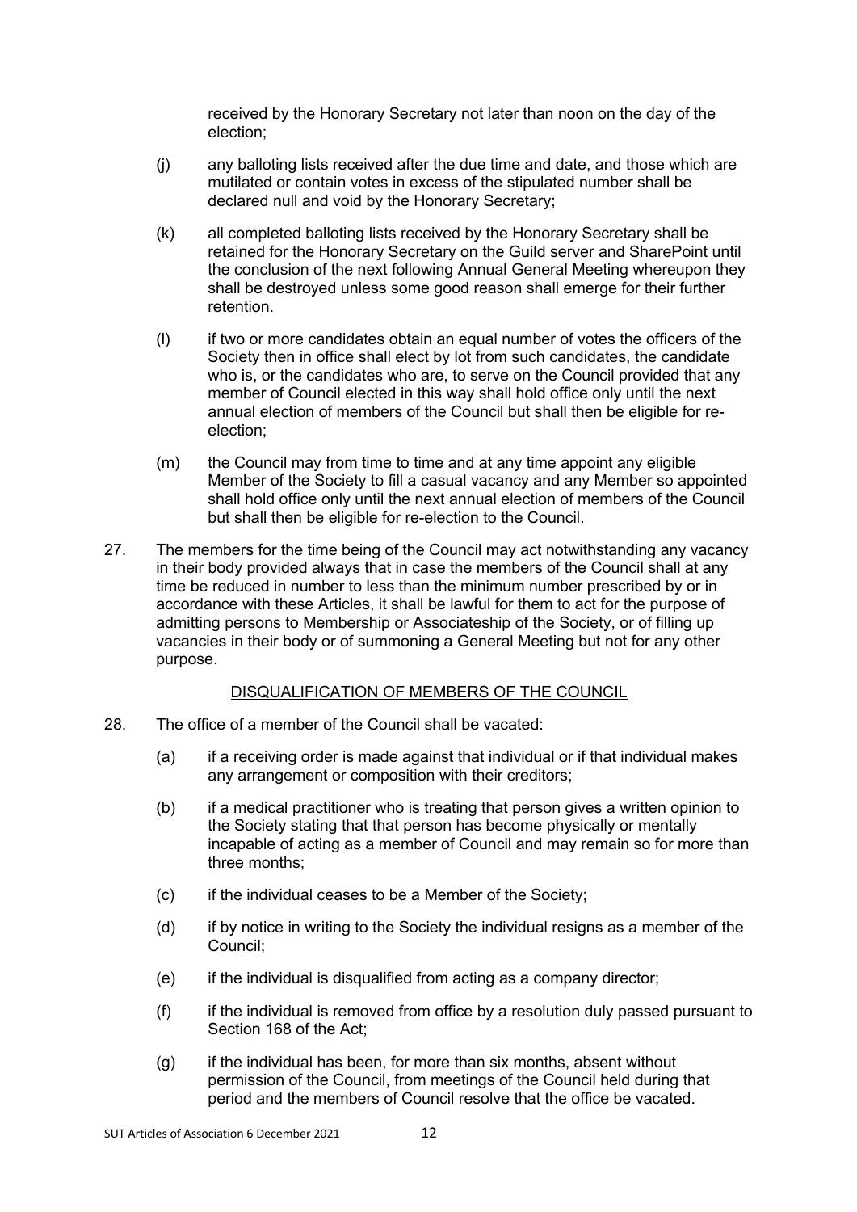received by the Honorary Secretary not later than noon on the day of the election;

(j) any balloting lists received after the due time and date, and those which are mutilated or contain votes in excess of the stipulated number shall be declared null and void by the Honorary Secretary;

(k) all completed balloting lists received by the Honorary Secretary shall be retained for the Honorary Secretary on the Guild server and SharePoint until the conclusion of the next following Annual General Meeting whereupon they shall be destroyed unless some good reason shall emerge for their further retention.

(l) if two or more candidates obtain an equal number of votes the officers of the Society then in office shall elect by lot from such candidates, the candidate who is, or the candidates who are, to serve on the Council provided that any member of Council elected in this way shall hold office only until the next annual election of members of the Council but shall then be eligible for re-election;

(m) the Council may from time to time and at any time appoint any eligible Member of the Society to fill a casual vacancy and any Member so appointed shall hold office only until the next annual election of members of the Council but shall then be eligible for re-election to the Council.

27. The members for the time being of the Council may act notwithstanding any vacancy in their body provided always that in case the members of the Council shall at any time be reduced in number to less than the minimum number prescribed by or in accordance with these Articles, it shall be lawful for them to act for the purpose of admitting persons to Membership or Associateship of the Society, or of filling up vacancies in their body or of summoning a General Meeting but not for any other purpose.

## DISQUALIFICATION OF MEMBERS OF THE COUNCIL

28. The office of a member of the Council shall be vacated:

(a) if a receiving order is made against that individual or if that individual makes any arrangement or composition with their creditors;

(b) if a medical practitioner who is treating that person gives a written opinion to the Society stating that that person has become physically or mentally incapable of acting as a member of Council and may remain so for more than three months;

(c) if the individual ceases to be a Member of the Society;

(d) if by notice in writing to the Society the individual resigns as a member of the Council;

(e) if the individual is disqualified from acting as a company director;

(f) if the individual is removed from office by a resolution duly passed pursuant to Section 168 of the Act;

(g) if the individual has been, for more than six months, absent without permission of the Council, from meetings of the Council held during that period and the members of Council resolve that the office be vacated.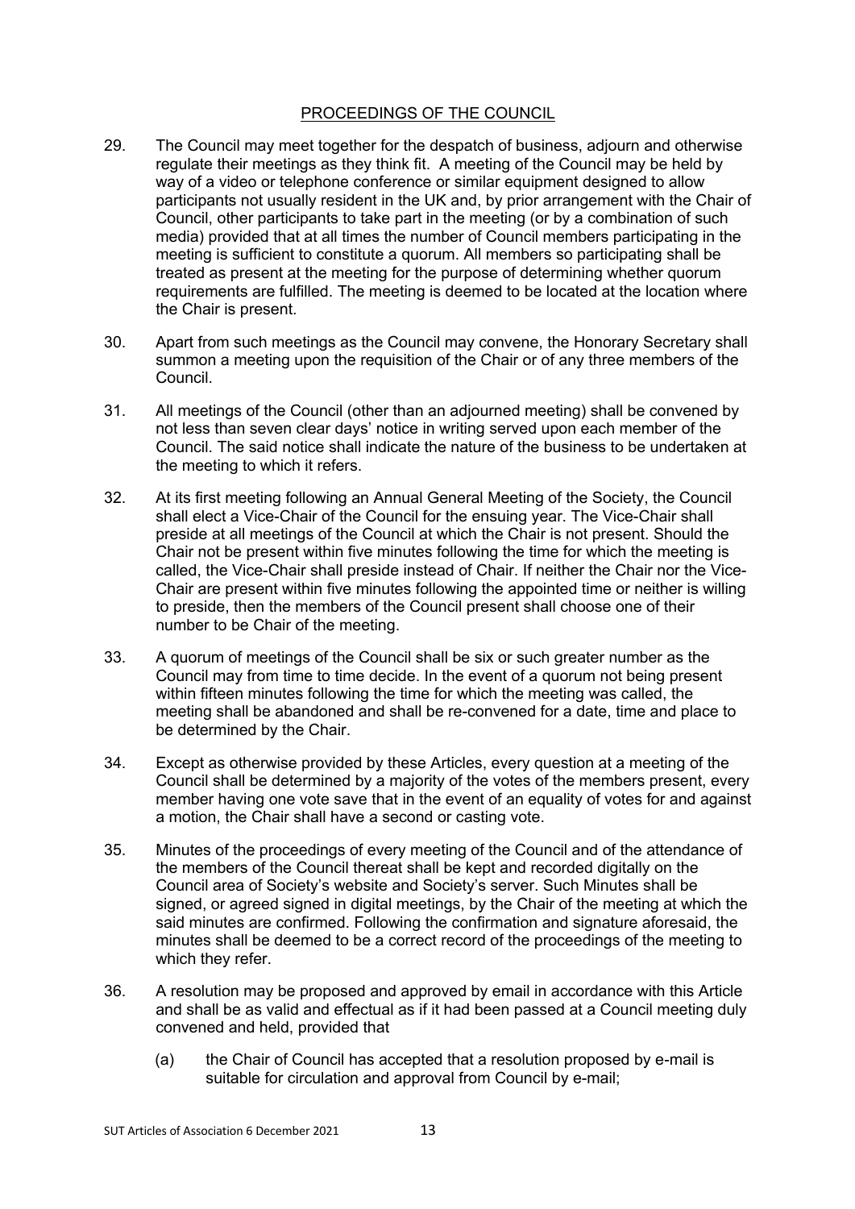## PROCEEDINGS OF THE COUNCIL

29. The Council may meet together for the despatch of business, adjourn and otherwise regulate their meetings as they think fit. A meeting of the Council may be held by way of a video or telephone conference or similar equipment designed to allow participants not usually resident in the UK and, by prior arrangement with the Chair of Council, other participants to take part in the meeting (or by a combination of such media) provided that at all times the number of Council members participating in the meeting is sufficient to constitute a quorum. All members so participating shall be treated as present at the meeting for the purpose of determining whether quorum requirements are fulfilled. The meeting is deemed to be located at the location where the Chair is present.

30. Apart from such meetings as the Council may convene, the Honorary Secretary shall summon a meeting upon the requisition of the Chair or of any three members of the Council.

31. All meetings of the Council (other than an adjourned meeting) shall be convened by not less than seven clear days' notice in writing served upon each member of the Council. The said notice shall indicate the nature of the business to be undertaken at the meeting to which it refers.

32. At its first meeting following an Annual General Meeting of the Society, the Council shall elect a Vice-Chair of the Council for the ensuing year. The Vice-Chair shall preside at all meetings of the Council at which the Chair is not present. Should the Chair not be present within five minutes following the time for which the meeting is called, the Vice-Chair shall preside instead of Chair. If neither the Chair nor the Vice-Chair are present within five minutes following the appointed time or neither is willing to preside, then the members of the Council present shall choose one of their number to be Chair of the meeting.

33. A quorum of meetings of the Council shall be six or such greater number as the Council may from time to time decide. In the event of a quorum not being present within fifteen minutes following the time for which the meeting was called, the meeting shall be abandoned and shall be re-convened for a date, time and place to be determined by the Chair.

34. Except as otherwise provided by these Articles, every question at a meeting of the Council shall be determined by a majority of the votes of the members present, every member having one vote save that in the event of an equality of votes for and against a motion, the Chair shall have a second or casting vote.

35. Minutes of the proceedings of every meeting of the Council and of the attendance of the members of the Council thereat shall be kept and recorded digitally on the Council area of Society's website and Society's server. Such Minutes shall be signed, or agreed signed in digital meetings, by the Chair of the meeting at which the said minutes are confirmed. Following the confirmation and signature aforesaid, the minutes shall be deemed to be a correct record of the proceedings of the meeting to which they refer.

36. A resolution may be proposed and approved by email in accordance with this Article and shall be as valid and effectual as if it had been passed at a Council meeting duly convened and held, provided that

    (a) the Chair of Council has accepted that a resolution proposed by e-mail is suitable for circulation and approval from Council by e-mail;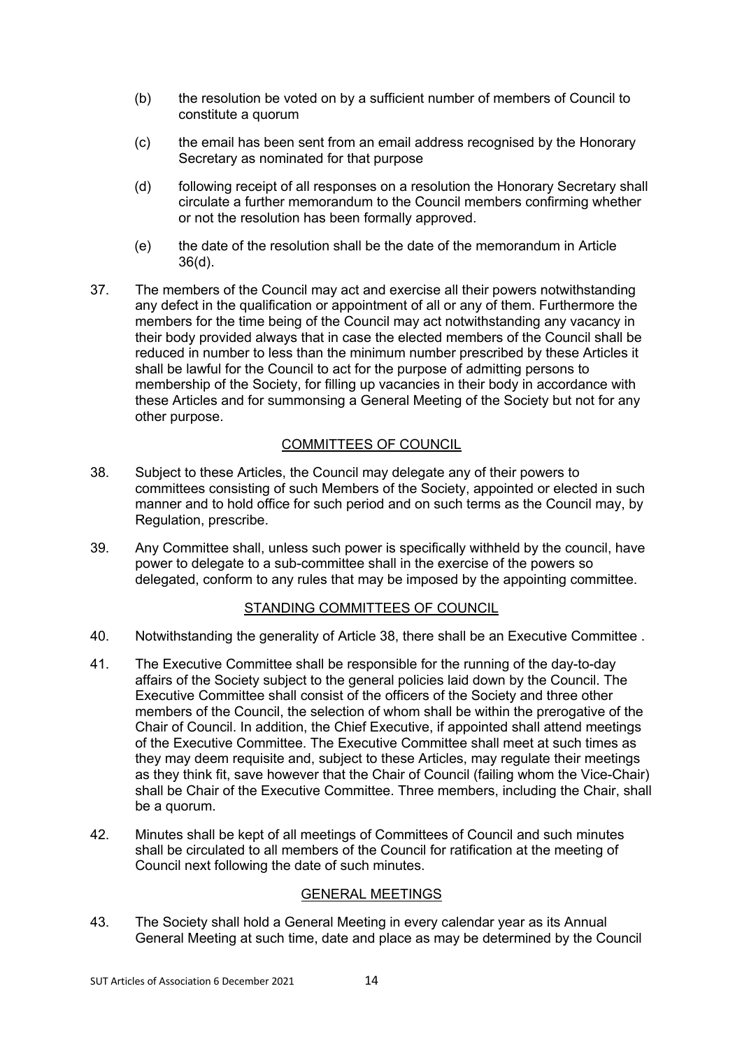(b) the resolution be voted on by a sufficient number of members of Council to constitute a quorum

(c) the email has been sent from an email address recognised by the Honorary Secretary as nominated for that purpose

(d) following receipt of all responses on a resolution the Honorary Secretary shall circulate a further memorandum to the Council members confirming whether or not the resolution has been formally approved.

(e) the date of the resolution shall be the date of the memorandum in Article 36(d).

37. The members of the Council may act and exercise all their powers notwithstanding any defect in the qualification or appointment of all or any of them. Furthermore the members for the time being of the Council may act notwithstanding any vacancy in their body provided always that in case the elected members of the Council shall be reduced in number to less than the minimum number prescribed by these Articles it shall be lawful for the Council to act for the purpose of admitting persons to membership of the Society, for filling up vacancies in their body in accordance with these Articles and for summonsing a General Meeting of the Society but not for any other purpose.

## COMMITTEES OF COUNCIL

38. Subject to these Articles, the Council may delegate any of their powers to committees consisting of such Members of the Society, appointed or elected in such manner and to hold office for such period and on such terms as the Council may, by Regulation, prescribe.

39. Any Committee shall, unless such power is specifically withheld by the council, have power to delegate to a sub-committee shall in the exercise of the powers so delegated, conform to any rules that may be imposed by the appointing committee.

## STANDING COMMITTEES OF COUNCIL

40. Notwithstanding the generality of Article 38, there shall be an Executive Committee .

41. The Executive Committee shall be responsible for the running of the day-to-day affairs of the Society subject to the general policies laid down by the Council. The Executive Committee shall consist of the officers of the Society and three other members of the Council, the selection of whom shall be within the prerogative of the Chair of Council. In addition, the Chief Executive, if appointed shall attend meetings of the Executive Committee. The Executive Committee shall meet at such times as they may deem requisite and, subject to these Articles, may regulate their meetings as they think fit, save however that the Chair of Council (failing whom the Vice-Chair) shall be Chair of the Executive Committee. Three members, including the Chair, shall be a quorum.

42. Minutes shall be kept of all meetings of Committees of Council and such minutes shall be circulated to all members of the Council for ratification at the meeting of Council next following the date of such minutes.

## GENERAL MEETINGS

43. The Society shall hold a General Meeting in every calendar year as its Annual General Meeting at such time, date and place as may be determined by the Council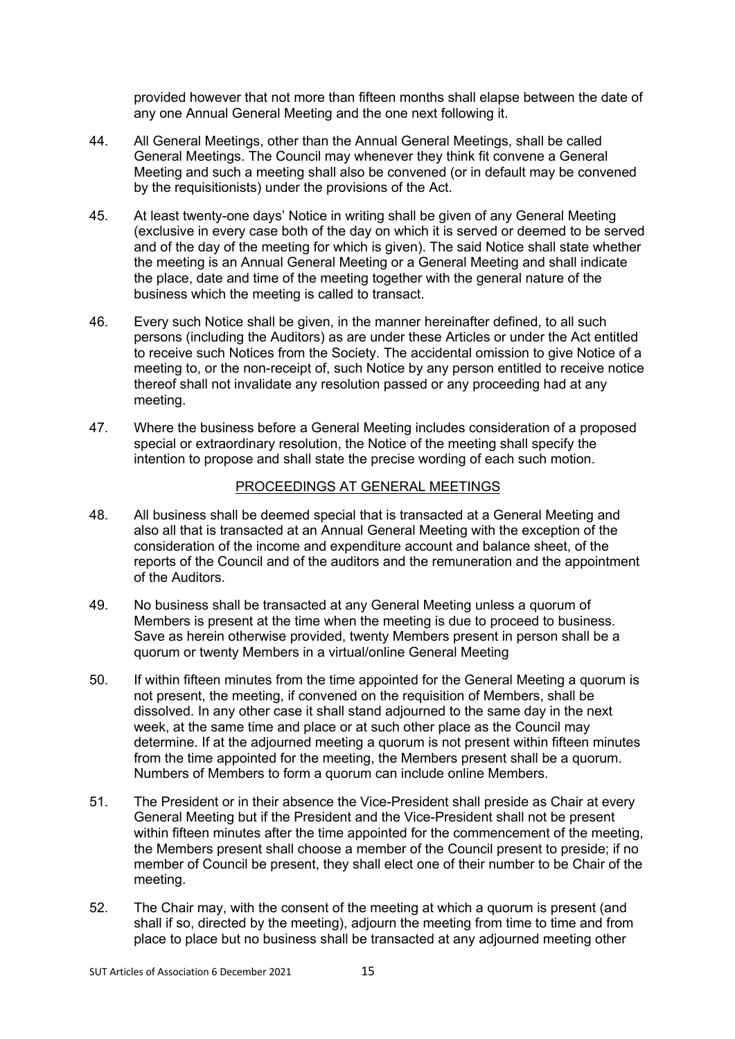provided however that not more than fifteen months shall elapse between the date of any one Annual General Meeting and the one next following it.

44. All General Meetings, other than the Annual General Meetings, shall be called General Meetings. The Council may whenever they think fit convene a General Meeting and such a meeting shall also be convened (or in default may be convened by the requisitionists) under the provisions of the Act.

45. At least twenty-one days' Notice in writing shall be given of any General Meeting (exclusive in every case both of the day on which it is served or deemed to be served and of the day of the meeting for which is given). The said Notice shall state whether the meeting is an Annual General Meeting or a General Meeting and shall indicate the place, date and time of the meeting together with the general nature of the business which the meeting is called to transact.

46. Every such Notice shall be given, in the manner hereinafter defined, to all such persons (including the Auditors) as are under these Articles or under the Act entitled to receive such Notices from the Society. The accidental omission to give Notice of a meeting to, or the non-receipt of, such Notice by any person entitled to receive notice thereof shall not invalidate any resolution passed or any proceeding had at any meeting.

47. Where the business before a General Meeting includes consideration of a proposed special or extraordinary resolution, the Notice of the meeting shall specify the intention to propose and shall state the precise wording of each such motion.

## PROCEEDINGS AT GENERAL MEETINGS

48. All business shall be deemed special that is transacted at a General Meeting and also all that is transacted at an Annual General Meeting with the exception of the consideration of the income and expenditure account and balance sheet, of the reports of the Council and of the auditors and the remuneration and the appointment of the Auditors.

49. No business shall be transacted at any General Meeting unless a quorum of Members is present at the time when the meeting is due to proceed to business. Save as herein otherwise provided, twenty Members present in person shall be a quorum or twenty Members in a virtual/online General Meeting

50. If within fifteen minutes from the time appointed for the General Meeting a quorum is not present, the meeting, if convened on the requisition of Members, shall be dissolved. In any other case it shall stand adjourned to the same day in the next week, at the same time and place or at such other place as the Council may determine. If at the adjourned meeting a quorum is not present within fifteen minutes from the time appointed for the meeting, the Members present shall be a quorum. Numbers of Members to form a quorum can include online Members.

51. The President or in their absence the Vice-President shall preside as Chair at every General Meeting but if the President and the Vice-President shall not be present within fifteen minutes after the time appointed for the commencement of the meeting, the Members present shall choose a member of the Council present to preside; if no member of Council be present, they shall elect one of their number to be Chair of the meeting.

52. The Chair may, with the consent of the meeting at which a quorum is present (and shall if so, directed by the meeting), adjourn the meeting from time to time and from place to place but no business shall be transacted at any adjourned meeting other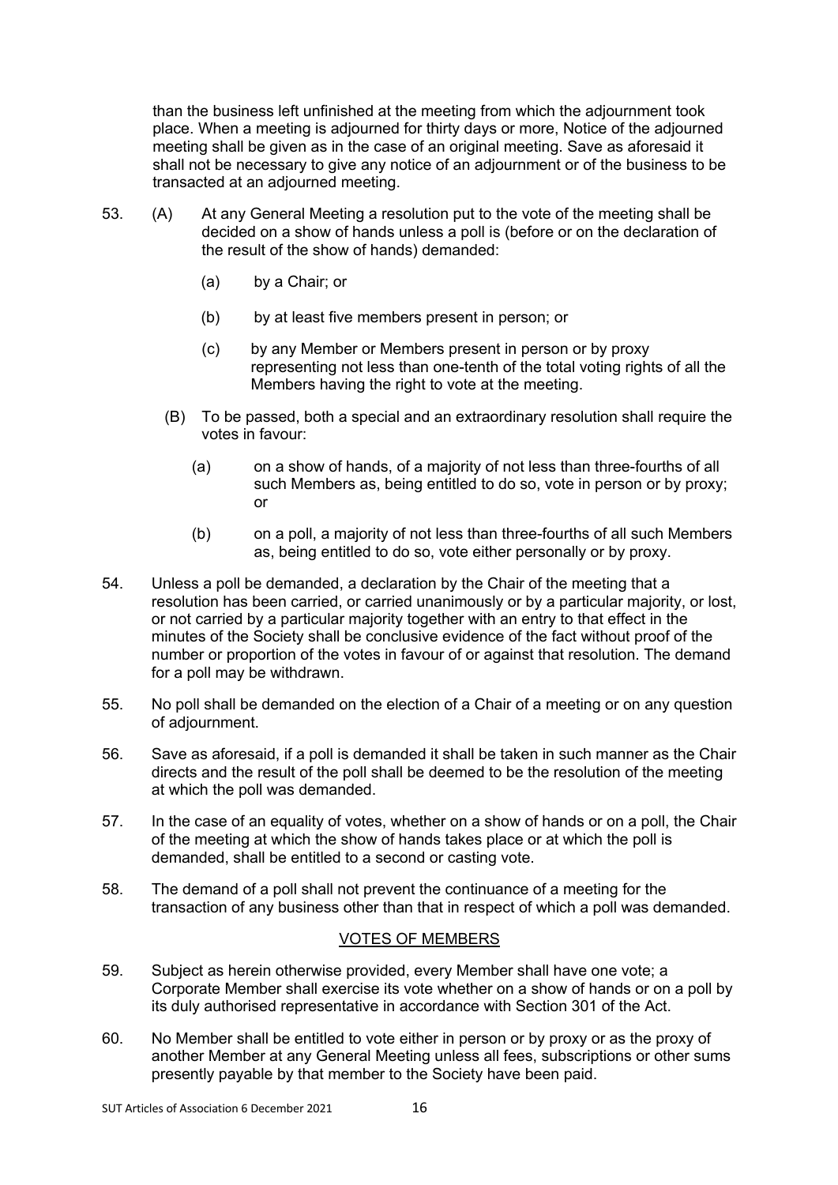than the business left unfinished at the meeting from which the adjournment took place. When a meeting is adjourned for thirty days or more, Notice of the adjourned meeting shall be given as in the case of an original meeting. Save as aforesaid it shall not be necessary to give any notice of an adjournment or of the business to be transacted at an adjourned meeting.

53. (A) At any General Meeting a resolution put to the vote of the meeting shall be decided on a show of hands unless a poll is (before or on the declaration of the result of the show of hands) demanded:

    (a) by a Chair; or

    (b) by at least five members present in person; or

    (c) by any Member or Members present in person or by proxy representing not less than one-tenth of the total voting rights of all the Members having the right to vote at the meeting.

    (B) To be passed, both a special and an extraordinary resolution shall require the votes in favour:

    (a) on a show of hands, of a majority of not less than three-fourths of all such Members as, being entitled to do so, vote in person or by proxy; or

    (b) on a poll, a majority of not less than three-fourths of all such Members as, being entitled to do so, vote either personally or by proxy.

54. Unless a poll be demanded, a declaration by the Chair of the meeting that a resolution has been carried, or carried unanimously or by a particular majority, or lost, or not carried by a particular majority together with an entry to that effect in the minutes of the Society shall be conclusive evidence of the fact without proof of the number or proportion of the votes in favour of or against that resolution. The demand for a poll may be withdrawn.

55. No poll shall be demanded on the election of a Chair of a meeting or on any question of adjournment.

56. Save as aforesaid, if a poll is demanded it shall be taken in such manner as the Chair directs and the result of the poll shall be deemed to be the resolution of the meeting at which the poll was demanded.

57. In the case of an equality of votes, whether on a show of hands or on a poll, the Chair of the meeting at which the show of hands takes place or at which the poll is demanded, shall be entitled to a second or casting vote.

58. The demand of a poll shall not prevent the continuance of a meeting for the transaction of any business other than that in respect of which a poll was demanded.

## VOTES OF MEMBERS

59. Subject as herein otherwise provided, every Member shall have one vote; a Corporate Member shall exercise its vote whether on a show of hands or on a poll by its duly authorised representative in accordance with Section 301 of the Act.

60. No Member shall be entitled to vote either in person or by proxy or as the proxy of another Member at any General Meeting unless all fees, subscriptions or other sums presently payable by that member to the Society have been paid.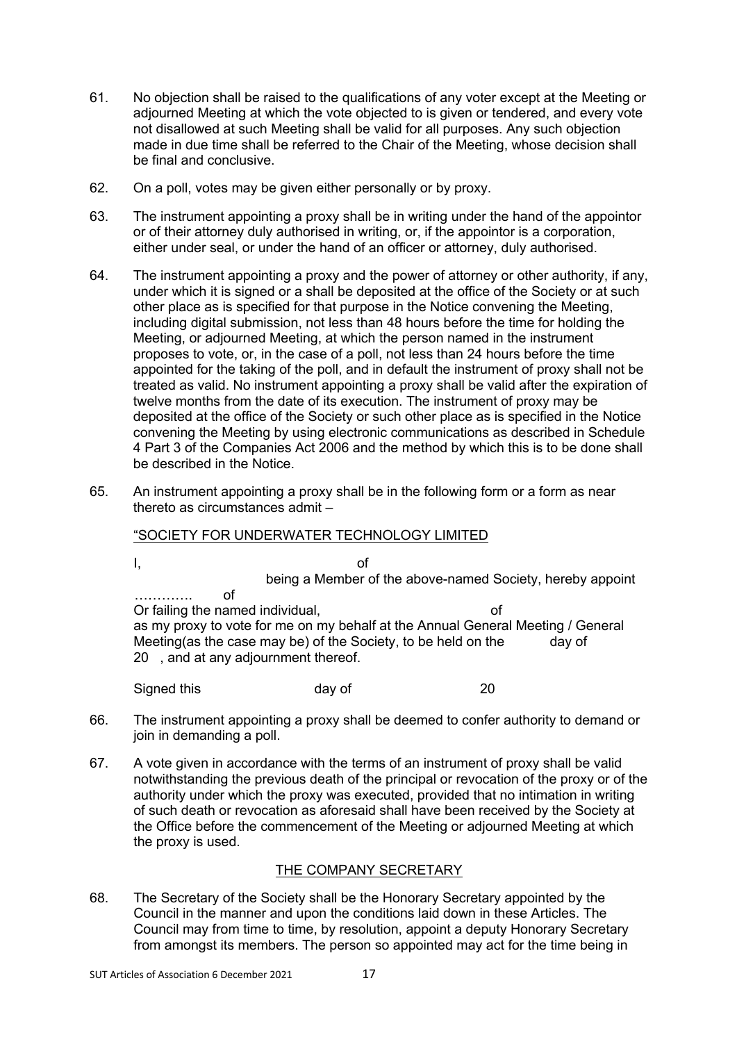61. No objection shall be raised to the qualifications of any voter except at the Meeting or adjourned Meeting at which the vote objected to is given or tendered, and every vote not disallowed at such Meeting shall be valid for all purposes. Any such objection made in due time shall be referred to the Chair of the Meeting, whose decision shall be final and conclusive.

62. On a poll, votes may be given either personally or by proxy.

63. The instrument appointing a proxy shall be in writing under the hand of the appointor or of their attorney duly authorised in writing, or, if the appointor is a corporation, either under seal, or under the hand of an officer or attorney, duly authorised.

64. The instrument appointing a proxy and the power of attorney or other authority, if any, under which it is signed or a shall be deposited at the office of the Society or at such other place as is specified for that purpose in the Notice convening the Meeting, including digital submission, not less than 48 hours before the time for holding the Meeting, or adjourned Meeting, at which the person named in the instrument proposes to vote, or, in the case of a poll, not less than 24 hours before the time appointed for the taking of the poll, and in default the instrument of proxy shall not be treated as valid. No instrument appointing a proxy shall be valid after the expiration of twelve months from the date of its execution. The instrument of proxy may be deposited at the office of the Society or such other place as is specified in the Notice convening the Meeting by using electronic communications as described in Schedule 4 Part 3 of the Companies Act 2006 and the method by which this is to be done shall be described in the Notice.

65. An instrument appointing a proxy shall be in the following form or a form as near thereto as circumstances admit –

"SOCIETY FOR UNDERWATER TECHNOLOGY LIMITED

I, of being a Member of the above-named Society, hereby appoint …………. of
Or failing the named individual, of
as my proxy to vote for me on my behalf at the Annual General Meeting / General Meeting(as the case may be) of the Society, to be held on the day of 20 , and at any adjournment thereof.

Signed this day of 20

66. The instrument appointing a proxy shall be deemed to confer authority to demand or join in demanding a poll.

67. A vote given in accordance with the terms of an instrument of proxy shall be valid notwithstanding the previous death of the principal or revocation of the proxy or of the authority under which the proxy was executed, provided that no intimation in writing of such death or revocation as aforesaid shall have been received by the Society at the Office before the commencement of the Meeting or adjourned Meeting at which the proxy is used.

## THE COMPANY SECRETARY

68. The Secretary of the Society shall be the Honorary Secretary appointed by the Council in the manner and upon the conditions laid down in these Articles. The Council may from time to time, by resolution, appoint a deputy Honorary Secretary from amongst its members. The person so appointed may act for the time being in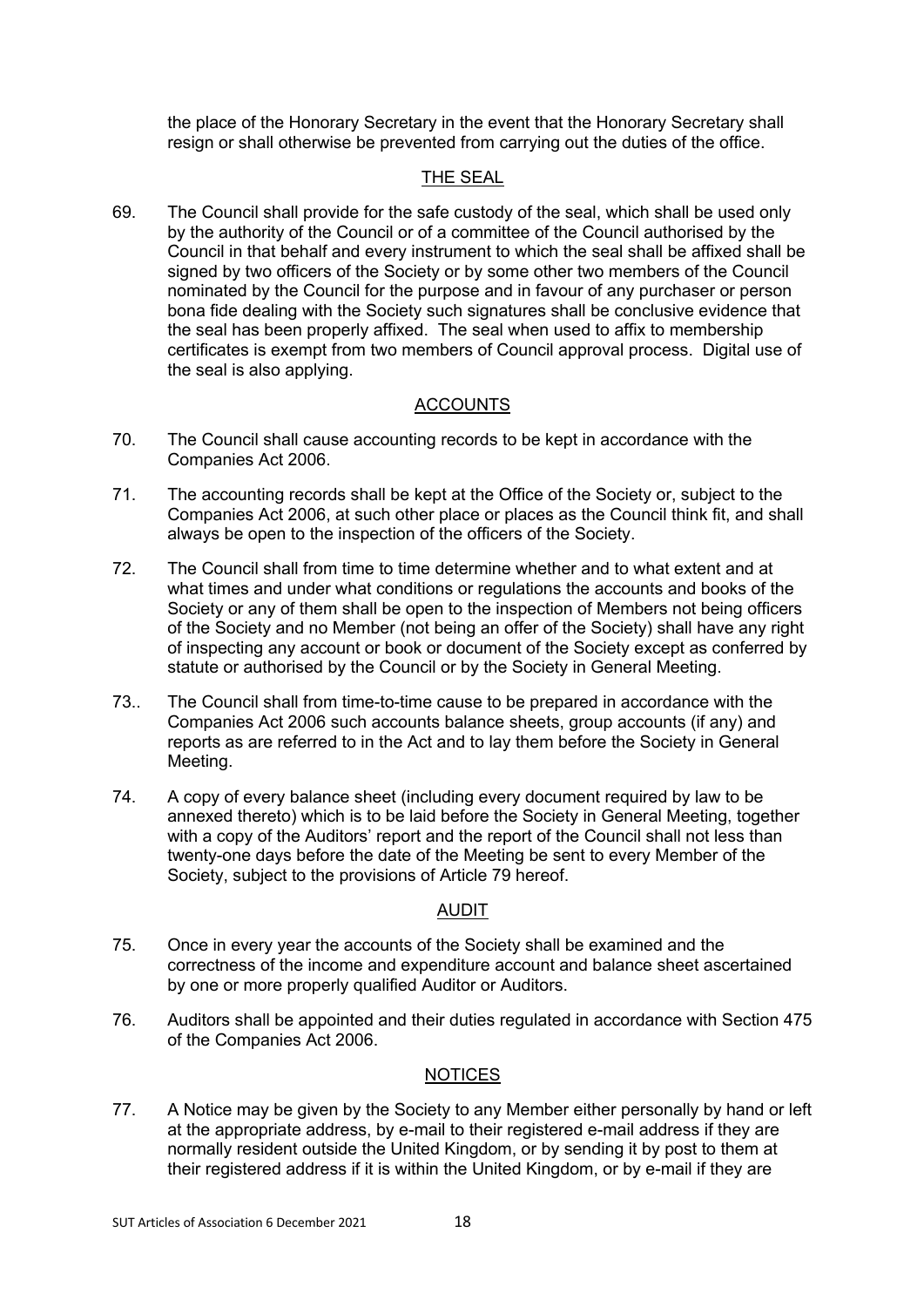the place of the Honorary Secretary in the event that the Honorary Secretary shall resign or shall otherwise be prevented from carrying out the duties of the office.

## THE SEAL

69. The Council shall provide for the safe custody of the seal, which shall be used only by the authority of the Council or of a committee of the Council authorised by the Council in that behalf and every instrument to which the seal shall be affixed shall be signed by two officers of the Society or by some other two members of the Council nominated by the Council for the purpose and in favour of any purchaser or person bona fide dealing with the Society such signatures shall be conclusive evidence that the seal has been properly affixed. The seal when used to affix to membership certificates is exempt from two members of Council approval process. Digital use of the seal is also applying.

## ACCOUNTS

70. The Council shall cause accounting records to be kept in accordance with the Companies Act 2006.

71. The accounting records shall be kept at the Office of the Society or, subject to the Companies Act 2006, at such other place or places as the Council think fit, and shall always be open to the inspection of the officers of the Society.

72. The Council shall from time to time determine whether and to what extent and at what times and under what conditions or regulations the accounts and books of the Society or any of them shall be open to the inspection of Members not being officers of the Society and no Member (not being an offer of the Society) shall have any right of inspecting any account or book or document of the Society except as conferred by statute or authorised by the Council or by the Society in General Meeting.

73.. The Council shall from time-to-time cause to be prepared in accordance with the Companies Act 2006 such accounts balance sheets, group accounts (if any) and reports as are referred to in the Act and to lay them before the Society in General Meeting.

74. A copy of every balance sheet (including every document required by law to be annexed thereto) which is to be laid before the Society in General Meeting, together with a copy of the Auditors' report and the report of the Council shall not less than twenty-one days before the date of the Meeting be sent to every Member of the Society, subject to the provisions of Article 79 hereof.

## AUDIT

75. Once in every year the accounts of the Society shall be examined and the correctness of the income and expenditure account and balance sheet ascertained by one or more properly qualified Auditor or Auditors.

76. Auditors shall be appointed and their duties regulated in accordance with Section 475 of the Companies Act 2006.

## NOTICES

77. A Notice may be given by the Society to any Member either personally by hand or left at the appropriate address, by e-mail to their registered e-mail address if they are normally resident outside the United Kingdom, or by sending it by post to them at their registered address if it is within the United Kingdom, or by e-mail if they are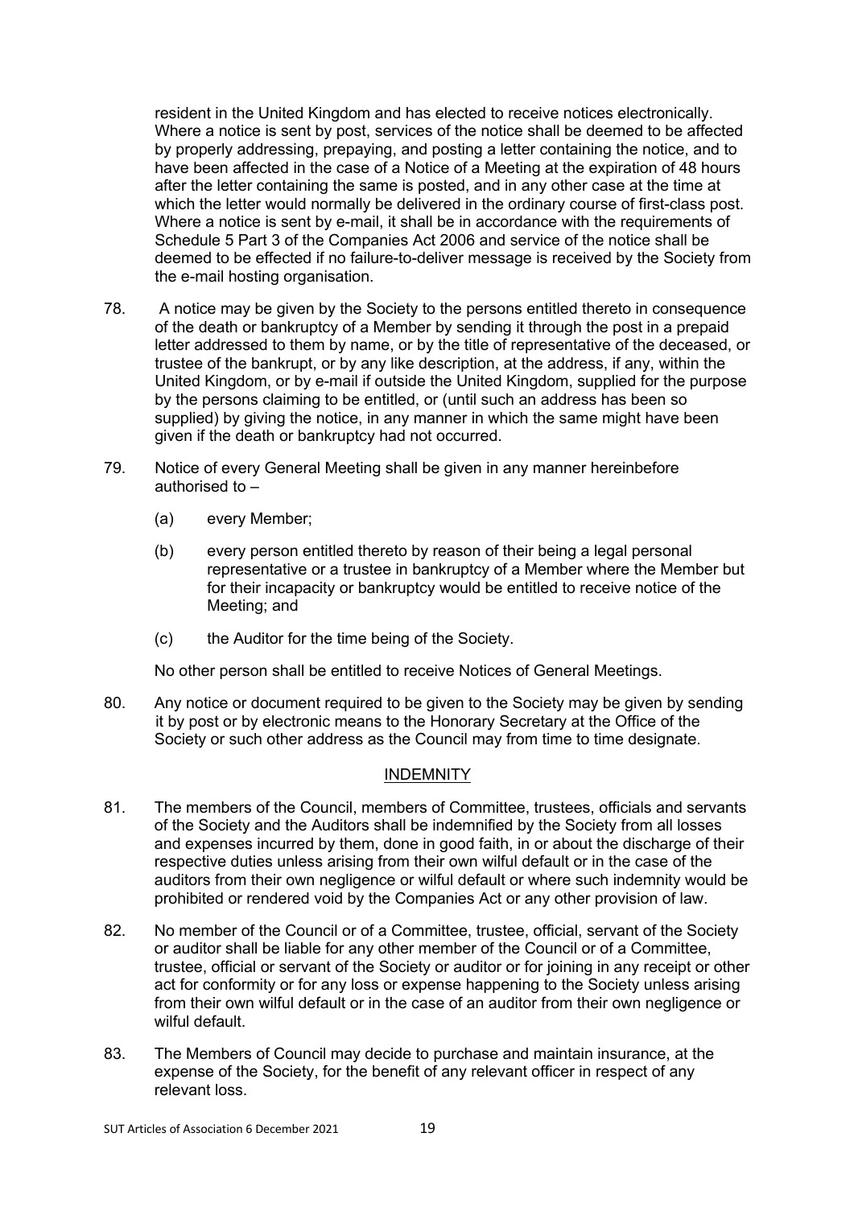resident in the United Kingdom and has elected to receive notices electronically. Where a notice is sent by post, services of the notice shall be deemed to be affected by properly addressing, prepaying, and posting a letter containing the notice, and to have been affected in the case of a Notice of a Meeting at the expiration of 48 hours after the letter containing the same is posted, and in any other case at the time at which the letter would normally be delivered in the ordinary course of first-class post. Where a notice is sent by e-mail, it shall be in accordance with the requirements of Schedule 5 Part 3 of the Companies Act 2006 and service of the notice shall be deemed to be effected if no failure-to-deliver message is received by the Society from the e-mail hosting organisation.

78. A notice may be given by the Society to the persons entitled thereto in consequence of the death or bankruptcy of a Member by sending it through the post in a prepaid letter addressed to them by name, or by the title of representative of the deceased, or trustee of the bankrupt, or by any like description, at the address, if any, within the United Kingdom, or by e-mail if outside the United Kingdom, supplied for the purpose by the persons claiming to be entitled, or (until such an address has been so supplied) by giving the notice, in any manner in which the same might have been given if the death or bankruptcy had not occurred.

79. Notice of every General Meeting shall be given in any manner hereinbefore authorised to –

    (a) every Member;

    (b) every person entitled thereto by reason of their being a legal personal representative or a trustee in bankruptcy of a Member where the Member but for their incapacity or bankruptcy would be entitled to receive notice of the Meeting; and

    (c) the Auditor for the time being of the Society.

    No other person shall be entitled to receive Notices of General Meetings.

80. Any notice or document required to be given to the Society may be given by sending it by post or by electronic means to the Honorary Secretary at the Office of the Society or such other address as the Council may from time to time designate.

## INDEMNITY

81. The members of the Council, members of Committee, trustees, officials and servants of the Society and the Auditors shall be indemnified by the Society from all losses and expenses incurred by them, done in good faith, in or about the discharge of their respective duties unless arising from their own wilful default or in the case of the auditors from their own negligence or wilful default or where such indemnity would be prohibited or rendered void by the Companies Act or any other provision of law.

82. No member of the Council or of a Committee, trustee, official, servant of the Society or auditor shall be liable for any other member of the Council or of a Committee, trustee, official or servant of the Society or auditor or for joining in any receipt or other act for conformity or for any loss or expense happening to the Society unless arising from their own wilful default or in the case of an auditor from their own negligence or wilful default.

83. The Members of Council may decide to purchase and maintain insurance, at the expense of the Society, for the benefit of any relevant officer in respect of any relevant loss.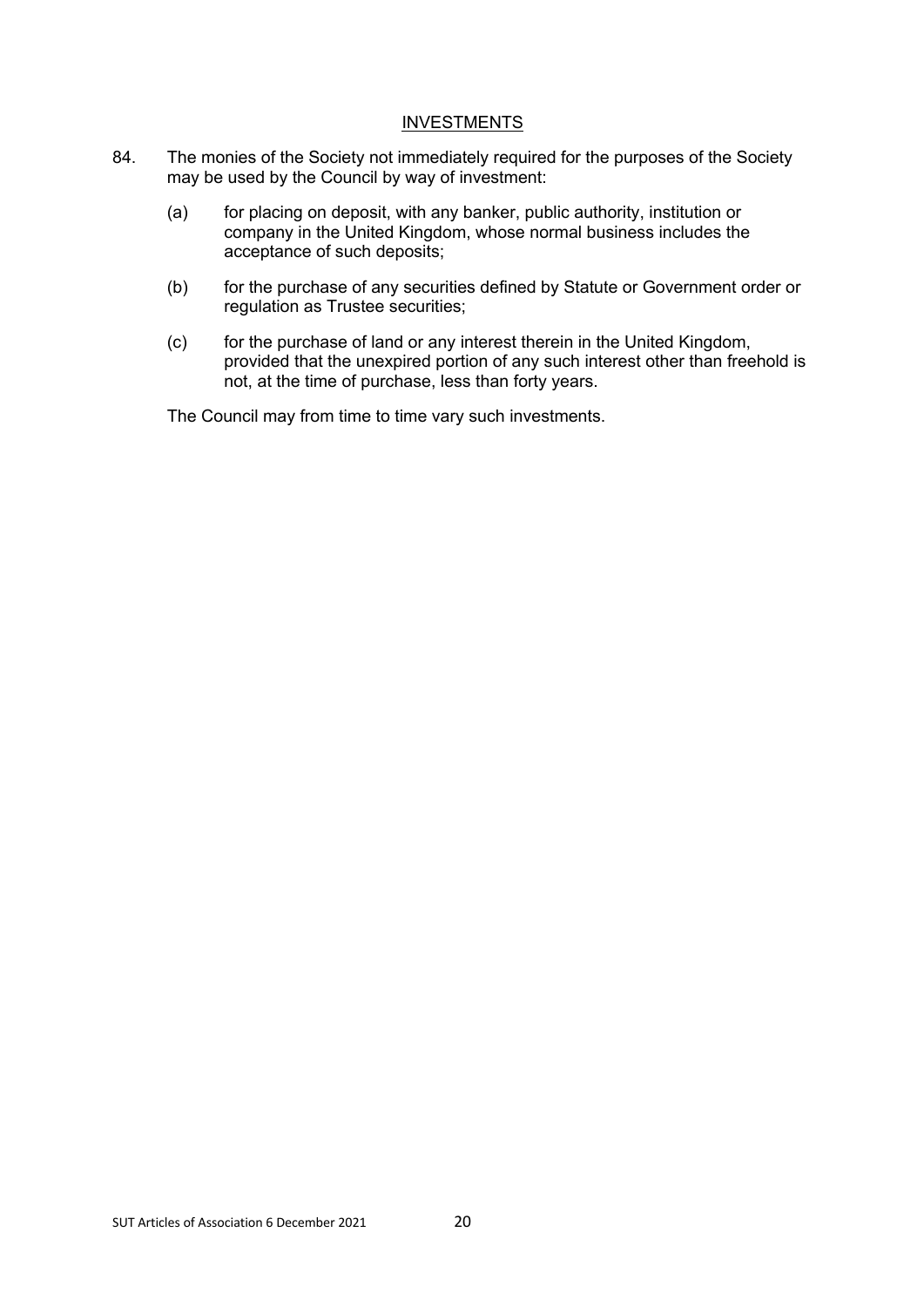## INVESTMENTS

84. The monies of the Society not immediately required for the purposes of the Society may be used by the Council by way of investment:

    (a) for placing on deposit, with any banker, public authority, institution or company in the United Kingdom, whose normal business includes the acceptance of such deposits;

    (b) for the purchase of any securities defined by Statute or Government order or regulation as Trustee securities;

    (c) for the purchase of land or any interest therein in the United Kingdom, provided that the unexpired portion of any such interest other than freehold is not, at the time of purchase, less than forty years.

    The Council may from time to time vary such investments.